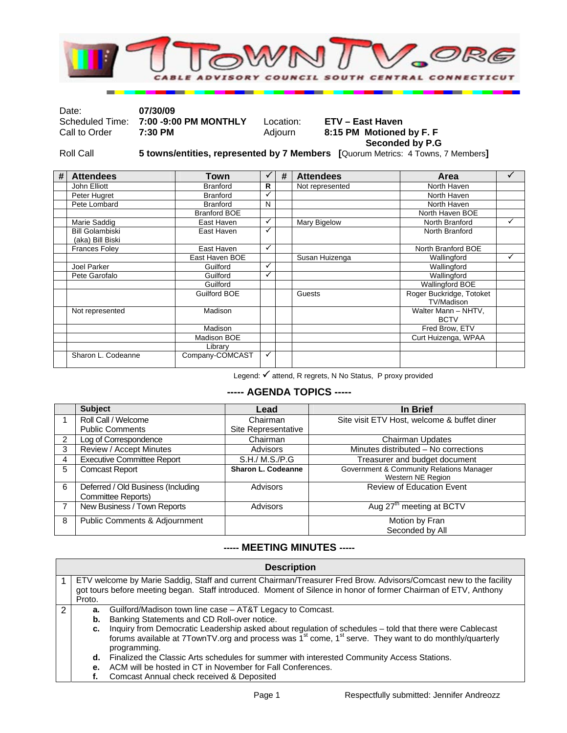# 7TOWNTV.ORG

CABLE ADVISORY COUNCIL SOUTH CENTRAL CONNECTICUT

| | | | |
|---|---|---|---|
| Date: | **07/30/09** | | |
| Scheduled Time: | **7:00 -9:00 PM MONTHLY** | Location: | **ETV – East Haven** |
| Call to Order | **7:30 PM** | Adjourn | **8:15 PM Motioned by F. F Seconded by P.G** |
| Roll Call | **5 towns/entities, represented by 7 Members [**Quorum Metrics: 4 Towns, 7 Members**]** | | |

| # | Attendees | Town | ✓ | # | Attendees | Area | ✓ |
|---|---|---|---|---|---|---|---|
| | John Elliott | Branford | R | | Not represented | North Haven | |
| | Peter Hugret | Branford | ✓ | | | North Haven | |
| | Pete Lombard | Branford | N | | | North Haven | |
| | | Branford BOE | | | | North Haven BOE | |
| | Marie Saddig | East Haven | ✓ | | Mary Bigelow | North Branford | ✓ |
| | Bill Golambiski (aka) Bill Biski | East Haven | ✓ | | | North Branford | |
| | Frances Foley | East Haven | ✓ | | | North Branford BOE | |
| | | East Haven BOE | | | Susan Huizenga | Wallingford | ✓ |
| | Joel Parker | Guilford | ✓ | | | Wallingford | |
| | Pete Garofalo | Guilford | ✓ | | | Wallingford | |
| | | Guilford | | | | Wallingford BOE | |
| | | Guilford BOE | | | Guests | Roger Buckridge, Totoket TV/Madison | |
| | Not represented | Madison | | | | Walter Mann – NHTV, BCTV | |
| | | Madison | | | | Fred Brow, ETV | |
| | | Madison BOE | | | | Curt Huizenga, WPAA | |
| | | Library | | | | | |
| | Sharon L. Codeanne | Company-COMCAST | ✓ | | | | |

Legend: ✓ attend, R regrets, N No Status, P proxy provided

## ----- AGENDA TOPICS -----

| | Subject | Lead | In Brief |
|---|---|---|---|
| 1 | Roll Call / Welcome<br>Public Comments | Chairman<br>Site Representative | Site visit ETV Host, welcome & buffet diner |
| 2 | Log of Correspondence | Chairman | Chairman Updates |
| 3 | Review / Accept Minutes | Advisors | Minutes distributed – No corrections |
| 4 | Executive Committee Report | S.H./ M.S./P.G | Treasurer and budget document |
| 5 | Comcast Report | **Sharon L. Codeanne** | Government & Community Relations Manager Western NE Region |
| 6 | Deferred / Old Business (Including Committee Reports) | Advisors | Review of Education Event |
| 7 | New Business / Town Reports | Advisors | Aug 27th meeting at BCTV |
| 8 | Public Comments & Adjournment | | Motion by Fran<br>Seconded by All |

## ----- MEETING MINUTES -----

| | Description |
|---|---|
| 1 | ETV welcome by Marie Saddig, Staff and current Chairman/Treasurer Fred Brow. Advisors/Comcast new to the facility got tours before meeting began. Staff introduced. Moment of Silence in honor of former Chairman of ETV, Anthony Proto. |
| 2 | **a.** Guilford/Madison town line case – AT&T Legacy to Comcast.<br>**b.** Banking Statements and CD Roll-over notice.<br>**c.** Inquiry from Democratic Leadership asked about regulation of schedules – told that there were Cablecast forums available at 7TownTV.org and process was 1st come, 1st serve. They want to do monthly/quarterly programming.<br>**d.** Finalized the Classic Arts schedules for summer with interested Community Access Stations.<br>**e.** ACM will be hosted in CT in November for Fall Conferences.<br>**f.** Comcast Annual check received & Deposited |

Respectfully submitted: Jennifer Andreozz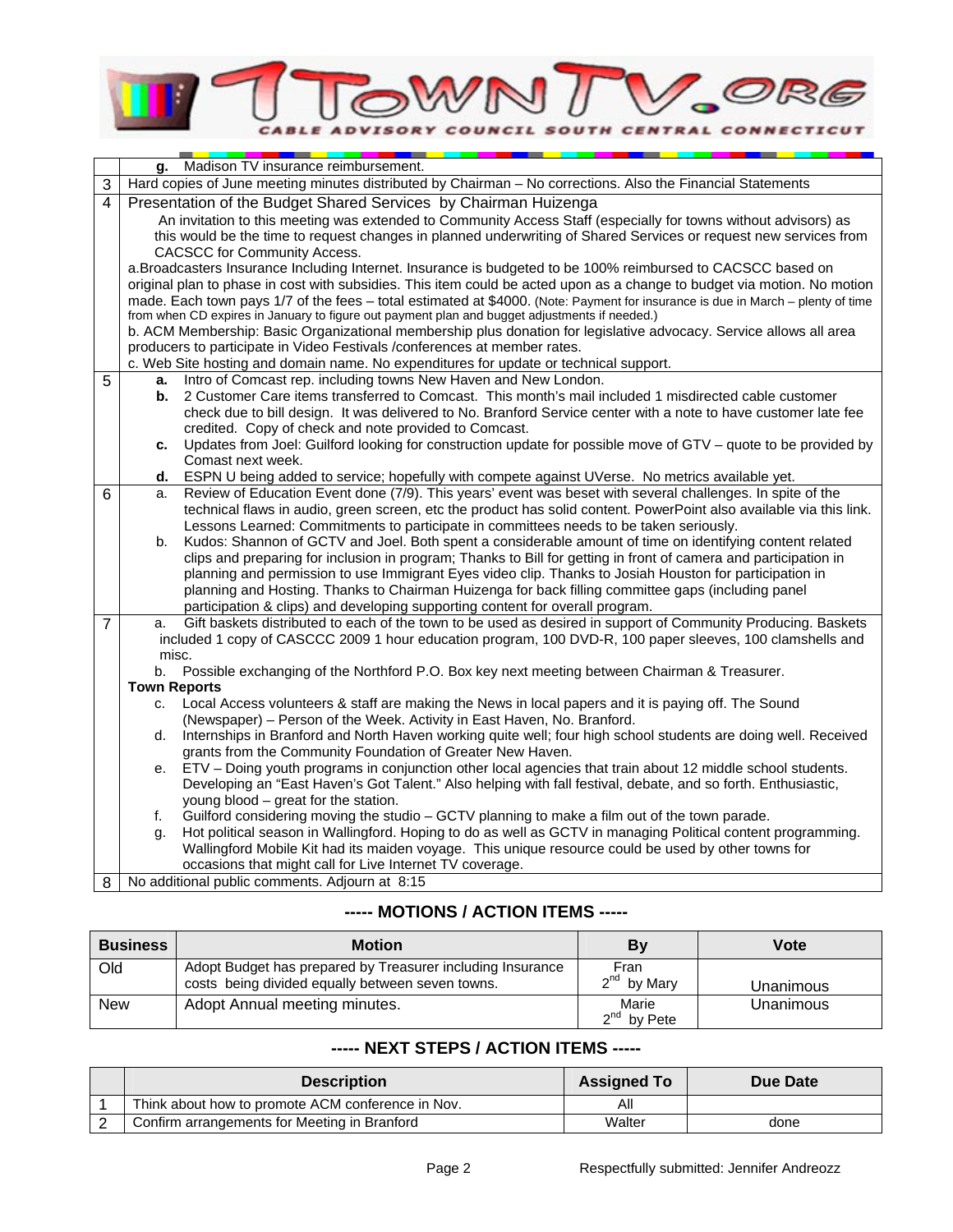| | |
|---|---|
| | g. Madison TV insurance reimbursement. |
| 3 | Hard copies of June meeting minutes distributed by Chairman – No corrections. Also the Financial Statements |
| 4 | Presentation of the Budget Shared Services by Chairman Huizenga<br>An invitation to this meeting was extended to Community Access Staff (especially for towns without advisors) as this would be the time to request changes in planned underwriting of Shared Services or request new services from CACSCC for Community Access.<br>a.Broadcasters Insurance Including Internet. Insurance is budgeted to be 100% reimbursed to CACSCC based on original plan to phase in cost with subsidies. This item could be acted upon as a change to budget via motion. No motion made. Each town pays 1/7 of the fees – total estimated at $4000. (Note: Payment for insurance is due in March – plenty of time from when CD expires in January to figure out payment plan and bugget adjustments if needed.)<br>b. ACM Membership: Basic Organizational membership plus donation for legislative advocacy. Service allows all area producers to participate in Video Festivals /conferences at member rates.<br>c. Web Site hosting and domain name. No expenditures for update or technical support. |
| 5 | a. Intro of Comcast rep. including towns New Haven and New London.<br>b. 2 Customer Care items transferred to Comcast. This month's mail included 1 misdirected cable customer check due to bill design. It was delivered to No. Branford Service center with a note to have customer late fee credited. Copy of check and note provided to Comcast.<br>c. Updates from Joel: Guilford looking for construction update for possible move of GTV – quote to be provided by Comast next week.<br>d. ESPN U being added to service; hopefully with compete against UVerse. No metrics available yet. |
| 6 | a. Review of Education Event done (7/9). This years' event was beset with several challenges. In spite of the technical flaws in audio, green screen, etc the product has solid content. PowerPoint also available via this link. Lessons Learned: Commitments to participate in committees needs to be taken seriously.<br>b. Kudos: Shannon of GCTV and Joel. Both spent a considerable amount of time on identifying content related clips and preparing for inclusion in program; Thanks to Bill for getting in front of camera and participation in planning and permission to use Immigrant Eyes video clip. Thanks to Josiah Houston for participation in planning and Hosting. Thanks to Chairman Huizenga for back filling committee gaps (including panel participation & clips) and developing supporting content for overall program. |
| 7 | a. Gift baskets distributed to each of the town to be used as desired in support of Community Producing. Baskets included 1 copy of CASCCC 2009 1 hour education program, 100 DVD-R, 100 paper sleeves, 100 clamshells and misc.<br>b. Possible exchanging of the Northford P.O. Box key next meeting between Chairman & Treasurer.<br>**Town Reports**<br>c. Local Access volunteers & staff are making the News in local papers and it is paying off. The Sound (Newspaper) – Person of the Week. Activity in East Haven, No. Branford.<br>d. Internships in Branford and North Haven working quite well; four high school students are doing well. Received grants from the Community Foundation of Greater New Haven.<br>e. ETV – Doing youth programs in conjunction other local agencies that train about 12 middle school students. Developing an "East Haven's Got Talent." Also helping with fall festival, debate, and so forth. Enthusiastic, young blood – great for the station.<br>f. Guilford considering moving the studio – GCTV planning to make a film out of the town parade.<br>g. Hot political season in Wallingford. Hoping to do as well as GCTV in managing Political content programming. Wallingford Mobile Kit had its maiden voyage. This unique resource could be used by other towns for occasions that might call for Live Internet TV coverage. |
| 8 | No additional public comments. Adjourn at 8:15 |

## ----- MOTIONS / ACTION ITEMS -----

| Business | Motion | By | Vote |
|---|---|---|---|
| Old | Adopt Budget has prepared by Treasurer including Insurance costs being divided equally between seven towns. | Fran 2nd by Mary | Unanimous |
| New | Adopt Annual meeting minutes. | Marie 2nd by Pete | Unanimous |

## ----- NEXT STEPS / ACTION ITEMS -----

| | Description | Assigned To | Due Date |
|---|---|---|---|
| 1 | Think about how to promote ACM conference in Nov. | All | |
| 2 | Confirm arrangements for Meeting in Branford | Walter | done |

Respectfully submitted: Jennifer Andreozz